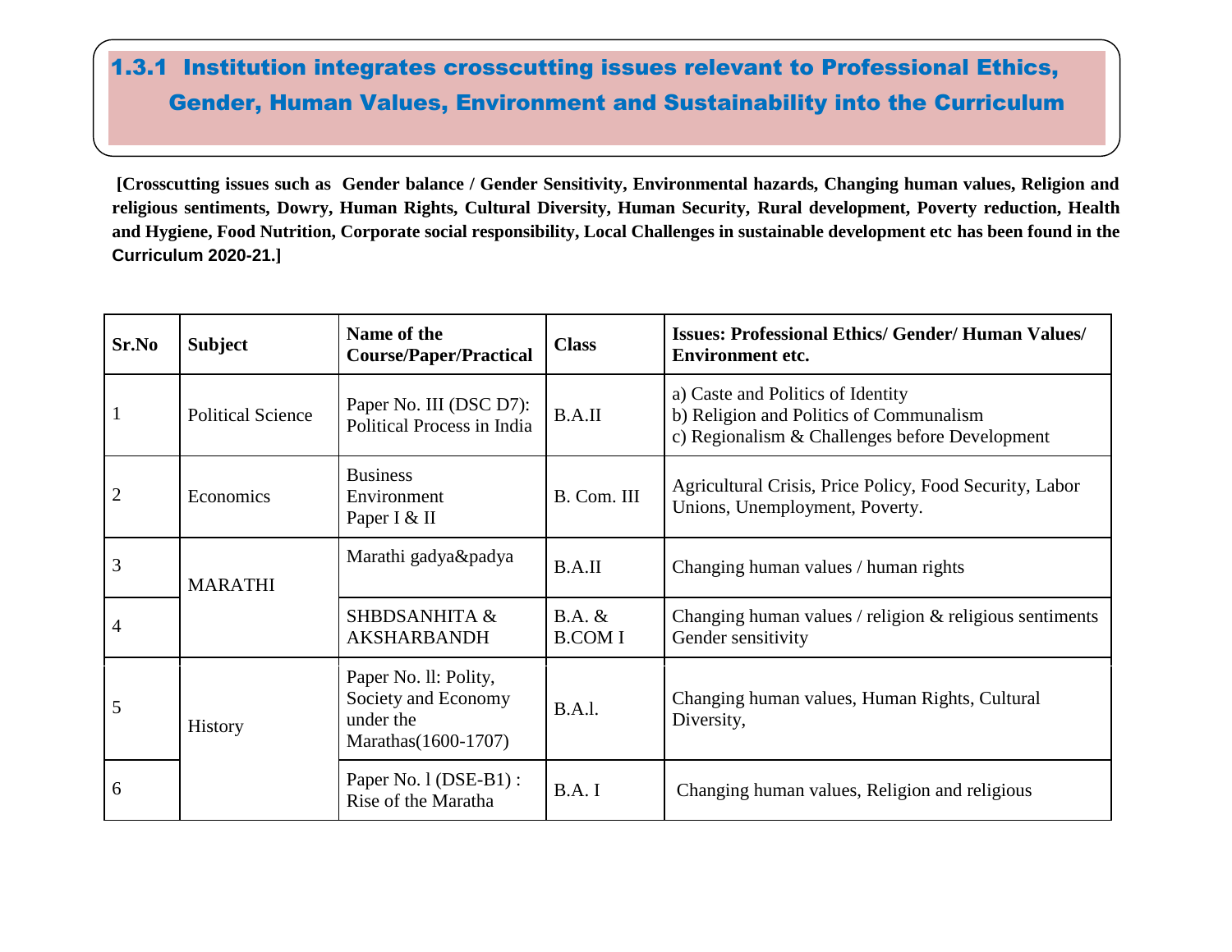## 1.3.1 Institution integrates crosscutting issues relevant to Professional Ethics, Gender, Human Values, Environment and Sustainability into the Curriculum

**[Crosscutting issues such as Gender balance / Gender Sensitivity, Environmental hazards, Changing human values, Religion and religious sentiments, Dowry, Human Rights, Cultural Diversity, Human Security, Rural development, Poverty reduction, Health and Hygiene, Food Nutrition, Corporate social responsibility, Local Challenges in sustainable development etc has been found in the Curriculum 2020-21.]**

| Sr.No | Subject | Name of the Course/Paper/Practical | Class | Issues: Professional Ethics/ Gender/ Human Values/ Environment etc. |
|---|---|---|---|---|
| 1 | Political Science | Paper No. III (DSC D7): Political Process in India | B.A.II | a) Caste and Politics of Identity<br>b) Religion and Politics of Communalism<br>c) Regionalism & Challenges before Development |
| 2 | Economics | Business Environment Paper I & II | B. Com. III | Agricultural Crisis, Price Policy, Food Security, Labor Unions, Unemployment, Poverty. |
| 3 | MARATHI | Marathi gadya&padya | B.A.II | Changing human values / human rights |
| 4 | | SHBDSANHITA & AKSHARBANDH | B.A. & B.COM I | Changing human values / religion & religious sentiments Gender sensitivity |
| 5 | History | Paper No. ll: Polity, Society and Economy under the Marathas(1600-1707) | B.A.l. | Changing human values, Human Rights, Cultural Diversity, |
| 6 | | Paper No. l (DSE-B1) : Rise of the Maratha | B.A. I | Changing human values, Religion and religious |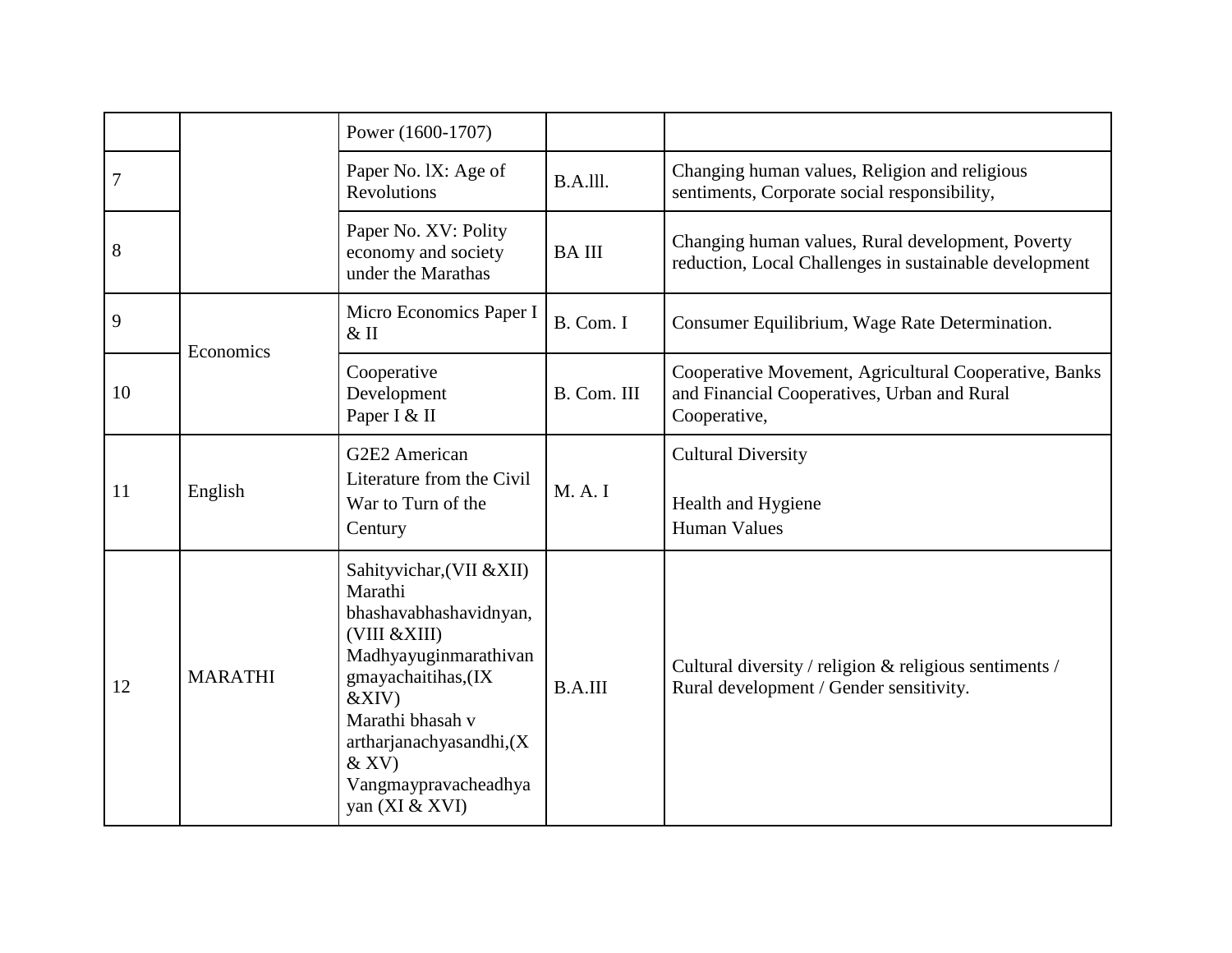| | | Power (1600-1707) | | |
|---|---|---|---|---|
| 7 | | Paper No. lX: Age of Revolutions | B.A.lll. | Changing human values, Religion and religious sentiments, Corporate social responsibility, |
| 8 | | Paper No. XV: Polity economy and society under the Marathas | BA III | Changing human values, Rural development, Poverty reduction, Local Challenges in sustainable development |
| 9 | Economics | Micro Economics Paper I & II | B. Com. I | Consumer Equilibrium, Wage Rate Determination. |
| 10 | | Cooperative Development Paper I & II | B. Com. III | Cooperative Movement, Agricultural Cooperative, Banks and Financial Cooperatives, Urban and Rural Cooperative, |
| 11 | English | G2E2 American Literature from the Civil War to Turn of the Century | M. A. I | Cultural Diversity<br><br>Health and Hygiene<br>Human Values |
| 12 | MARATHI | Sahityvichar,(VII &XII) Marathi bhashavabhashavidnyan,(VIII &XIII) Madhyayuginmarathivangmayachaitihas,(IX &XIV) Marathi bhasah v artharjanachyasandhi,(X & XV) Vangmaypravacheadhyayan (XI & XVI) | B.A.III | Cultural diversity / religion & religious sentiments / Rural development / Gender sensitivity. |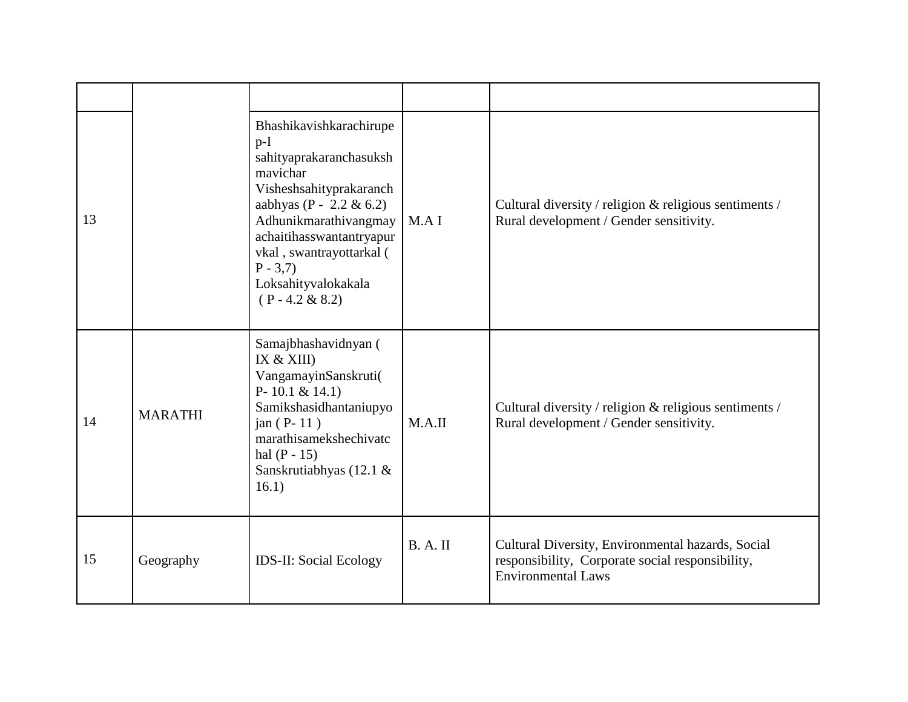| | | | | |
|---|---|---|---|---|
| 13 | | Bhashikavishkarachirupe p-I sahityaprakaranchasuksh mavichar Visheshsahityprakaranch aabhyas (P - 2.2 & 6.2) Adhunikmarathivangmay achaitihasswantantryapur vkal , swantrayottarkal ( P - 3,7) Loksahityvalokakala ( P - 4.2 & 8.2) | M.A I | Cultural diversity / religion & religious sentiments / Rural development / Gender sensitivity. |
| 14 | MARATHI | Samajbhashavidnyan ( IX & XIII) VangamayinSanskruti( P- 10.1 & 14.1) Samikshasidhantaniupyo jan ( P- 11 ) marathisamekshechivatc hal (P - 15) Sanskrutiabhyas (12.1 & 16.1) | M.A.II | Cultural diversity / religion & religious sentiments / Rural development / Gender sensitivity. |
| 15 | Geography | IDS-II: Social Ecology | B. A. II | Cultural Diversity, Environmental hazards, Social responsibility, Corporate social responsibility, Environmental Laws |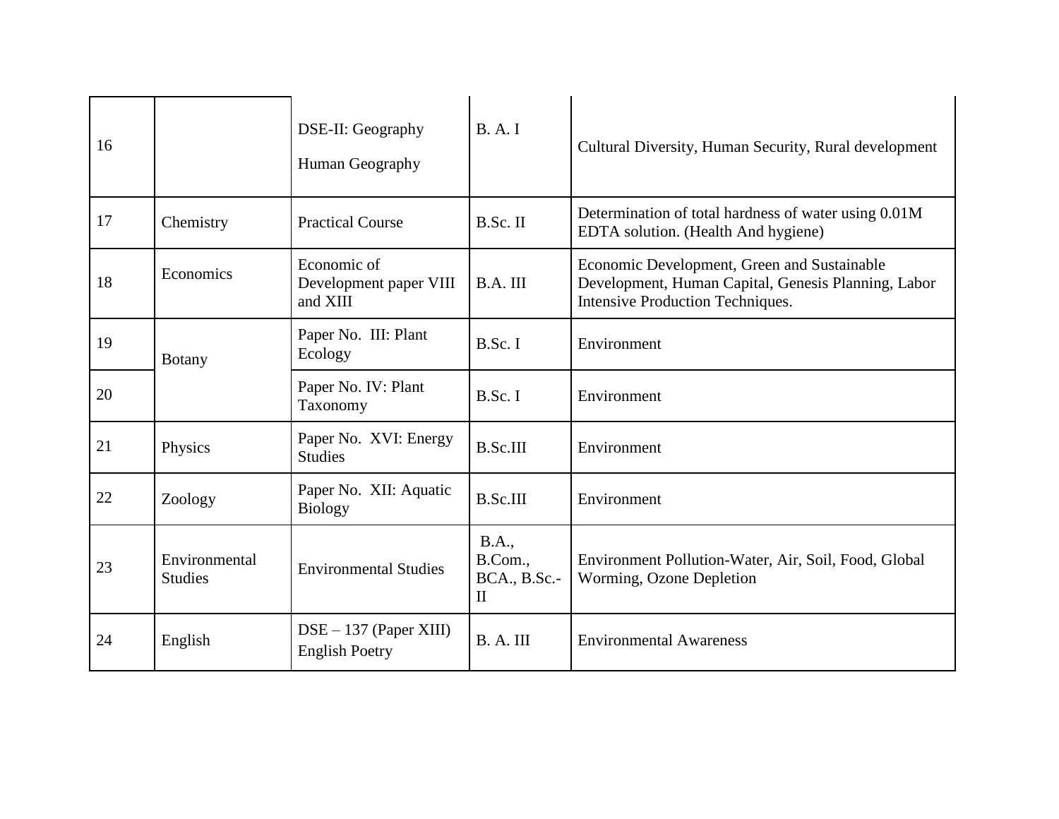| | | | | |
|---|---|---|---|---|
| 16 | | DSE-II: Geography<br>Human Geography | B. A. I | Cultural Diversity, Human Security, Rural development |
| 17 | Chemistry | Practical Course | B.Sc. II | Determination of total hardness of water using 0.01M EDTA solution. (Health And hygiene) |
| 18 | Economics | Economic of Development paper VIII and XIII | B.A. III | Economic Development, Green and Sustainable Development, Human Capital, Genesis Planning, Labor Intensive Production Techniques. |
| 19 | Botany | Paper No. III: Plant Ecology | B.Sc. I | Environment |
| 20 | | Paper No. IV: Plant Taxonomy | B.Sc. I | Environment |
| 21 | Physics | Paper No. XVI: Energy Studies | B.Sc.III | Environment |
| 22 | Zoology | Paper No. XII: Aquatic Biology | B.Sc.III | Environment |
| 23 | Environmental Studies | Environmental Studies | B.A., B.Com., BCA., B.Sc.-II | Environment Pollution-Water, Air, Soil, Food, Global Worming, Ozone Depletion |
| 24 | English | DSE – 137 (Paper XIII)<br>English Poetry | B. A. III | Environmental Awareness |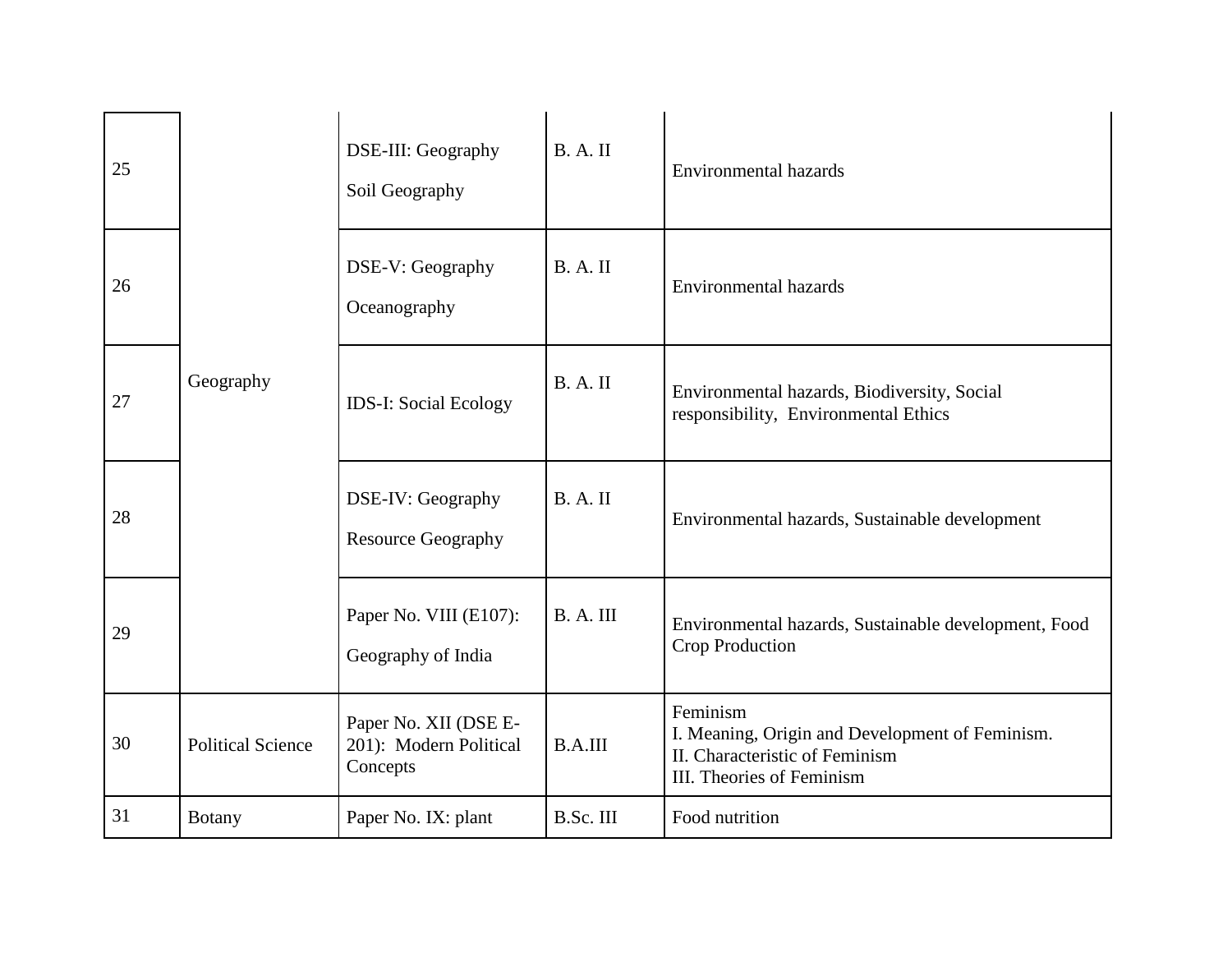| 25 | Geography | DSE-III: Geography<br>Soil Geography | B. A. II | Environmental hazards |
|---|---|---|---|---|
| 26 | | DSE-V: Geography<br>Oceanography | B. A. II | Environmental hazards |
| 27 | | IDS-I: Social Ecology | B. A. II | Environmental hazards, Biodiversity, Social responsibility, Environmental Ethics |
| 28 | | DSE-IV: Geography<br>Resource Geography | B. A. II | Environmental hazards, Sustainable development |
| 29 | | Paper No. VIII (E107):<br>Geography of India | B. A. III | Environmental hazards, Sustainable development, Food Crop Production |
| 30 | Political Science | Paper No. XII (DSE E-201): Modern Political Concepts | B.A.III | Feminism<br>I. Meaning, Origin and Development of Feminism.<br>II. Characteristic of Feminism<br>III. Theories of Feminism |
| 31 | Botany | Paper No. IX: plant | B.Sc. III | Food nutrition |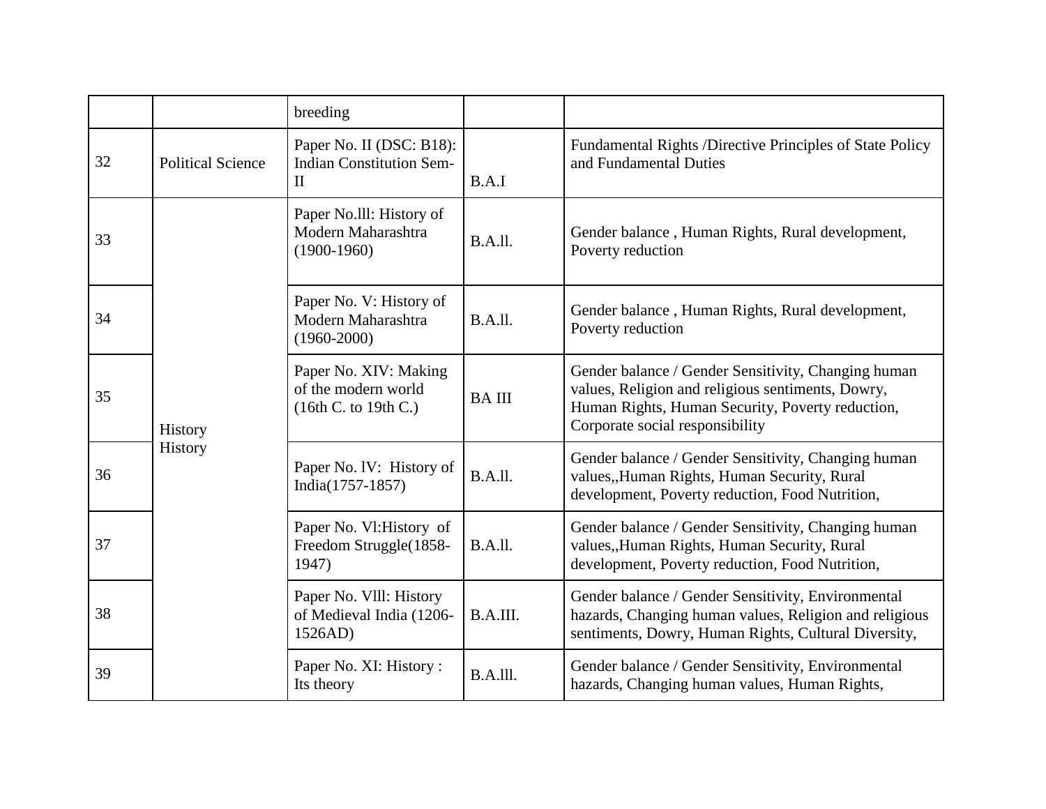|  |  | breeding |  |  |
|---|---|---|---|---|
| 32 | Political Science | Paper No. II (DSC: B18): Indian Constitution Sem-II | B.A.I | Fundamental Rights /Directive Principles of State Policy and Fundamental Duties |
| 33 | History History | Paper No.lll: History of Modern Maharashtra (1900-1960) | B.A.ll. | Gender balance , Human Rights, Rural development, Poverty reduction |
| 34 |  | Paper No. V: History of Modern Maharashtra (1960-2000) | B.A.ll. | Gender balance , Human Rights, Rural development, Poverty reduction |
| 35 |  | Paper No. XIV: Making of the modern world (16th C. to 19th C.) | BA III | Gender balance / Gender Sensitivity, Changing human values, Religion and religious sentiments, Dowry, Human Rights, Human Security, Poverty reduction, Corporate social responsibility |
| 36 |  | Paper No. lV: History of India(1757-1857) | B.A.ll. | Gender balance / Gender Sensitivity, Changing human values,,Human Rights, Human Security, Rural development, Poverty reduction, Food Nutrition, |
| 37 |  | Paper No. Vl:History of Freedom Struggle(1858-1947) | B.A.ll. | Gender balance / Gender Sensitivity, Changing human values,,Human Rights, Human Security, Rural development, Poverty reduction, Food Nutrition, |
| 38 |  | Paper No. Vlll: History of Medieval India (1206-1526AD) | B.A.III. | Gender balance / Gender Sensitivity, Environmental hazards, Changing human values, Religion and religious sentiments, Dowry, Human Rights, Cultural Diversity, |
| 39 |  | Paper No. XI: History : Its theory | B.A.lll. | Gender balance / Gender Sensitivity, Environmental hazards, Changing human values, Human Rights, |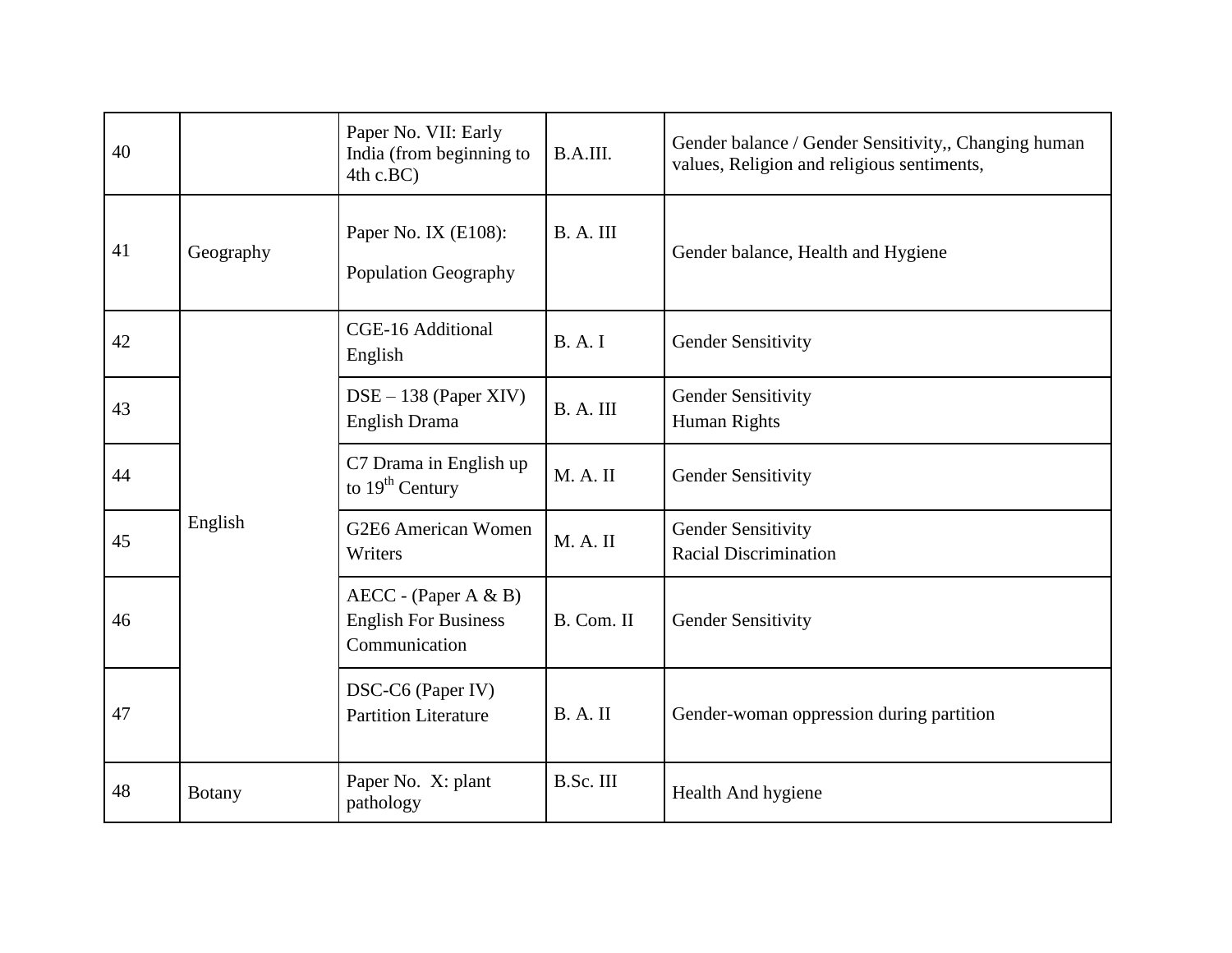| | | | | |
|---|---|---|---|---|
| 40 | | Paper No. VII: Early India (from beginning to 4th c.BC) | B.A.III. | Gender balance / Gender Sensitivity,, Changing human values, Religion and religious sentiments, |
| 41 | Geography | Paper No. IX (E108):<br>Population Geography | B. A. III | Gender balance, Health and Hygiene |
| 42 | English | CGE-16 Additional English | B. A. I | Gender Sensitivity |
| 43 | | DSE – 138 (Paper XIV) English Drama | B. A. III | Gender Sensitivity<br>Human Rights |
| 44 | | C7 Drama in English up to 19th Century | M. A. II | Gender Sensitivity |
| 45 | | G2E6 American Women Writers | M. A. II | Gender Sensitivity<br>Racial Discrimination |
| 46 | | AECC - (Paper A & B) English For Business Communication | B. Com. II | Gender Sensitivity |
| 47 | | DSC-C6 (Paper IV) Partition Literature | B. A. II | Gender-woman oppression during partition |
| 48 | Botany | Paper No. X: plant pathology | B.Sc. III | Health And hygiene |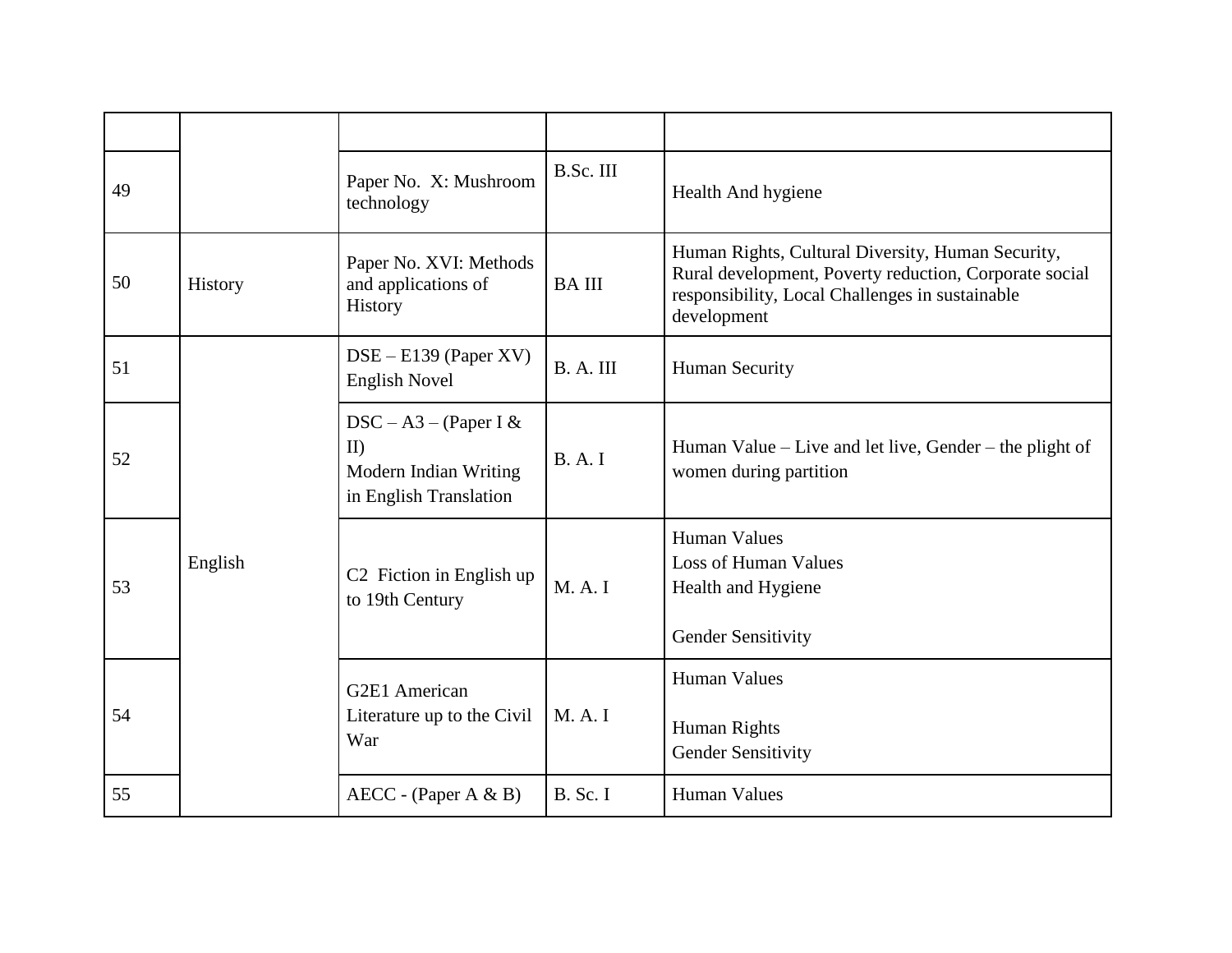| | | | | |
|---|---|---|---|---|
| 49 | | Paper No. X: Mushroom technology | B.Sc. III | Health And hygiene |
| 50 | History | Paper No. XVI: Methods and applications of History | BA III | Human Rights, Cultural Diversity, Human Security, Rural development, Poverty reduction, Corporate social responsibility, Local Challenges in sustainable development |
| 51 | English | DSE – E139 (Paper XV) English Novel | B. A. III | Human Security |
| 52 | | DSC – A3 – (Paper I & II) Modern Indian Writing in English Translation | B. A. I | Human Value – Live and let live, Gender – the plight of women during partition |
| 53 | | C2 Fiction in English up to 19th Century | M. A. I | Human Values<br>Loss of Human Values<br>Health and Hygiene<br><br>Gender Sensitivity |
| 54 | | G2E1 American Literature up to the Civil War | M. A. I | Human Values<br><br>Human Rights<br>Gender Sensitivity |
| 55 | | AECC - (Paper A & B) | B. Sc. I | Human Values |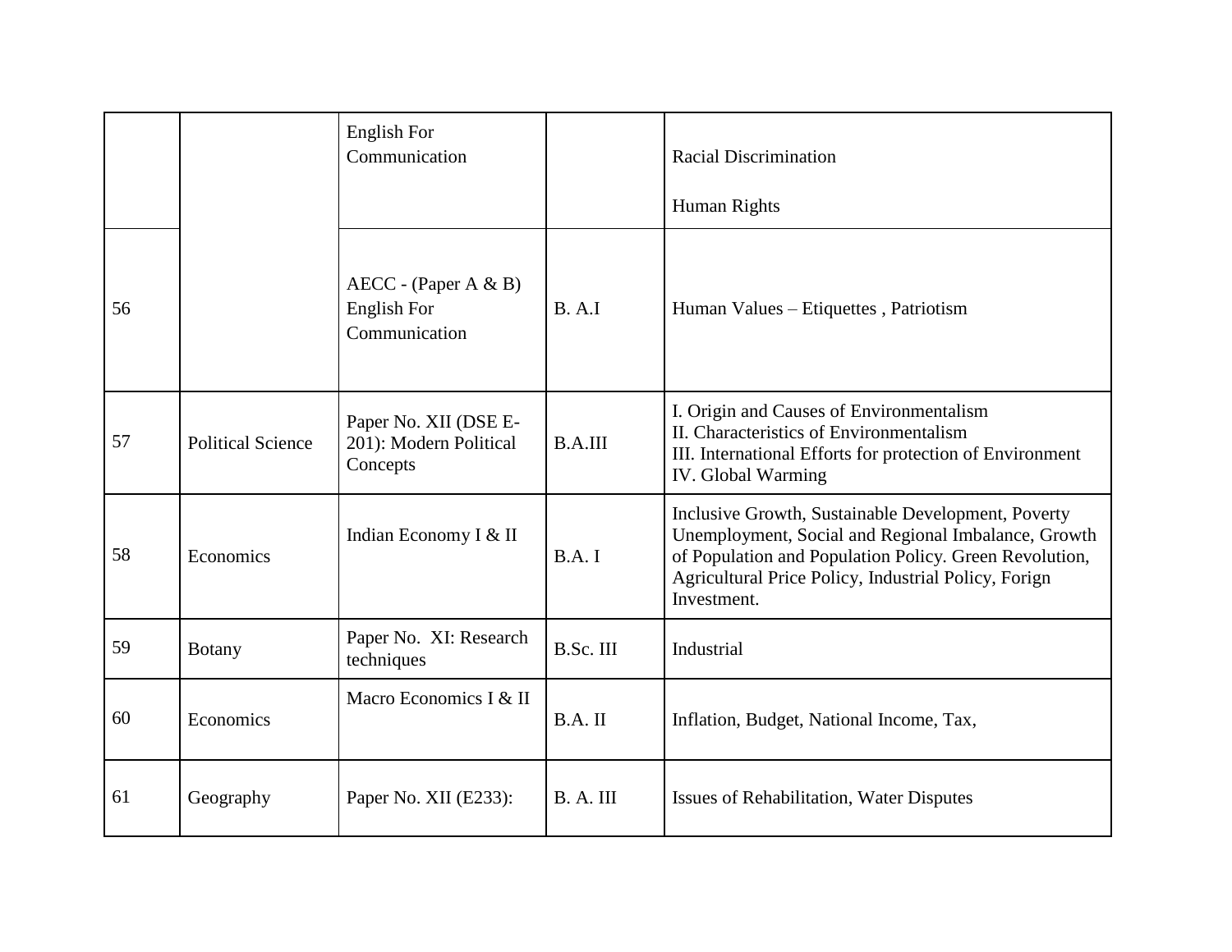| | | English For Communication | | Racial Discrimination<br><br>Human Rights |
|---|---|---|---|---|
| 56 | | AECC - (Paper A & B) English For Communication | B. A.I | Human Values – Etiquettes , Patriotism |
| 57 | Political Science | Paper No. XII (DSE E-201): Modern Political Concepts | B.A.III | I. Origin and Causes of Environmentalism<br>II. Characteristics of Environmentalism<br>III. International Efforts for protection of Environment<br>IV. Global Warming |
| 58 | Economics | Indian Economy I & II | B.A. I | Inclusive Growth, Sustainable Development, Poverty Unemployment, Social and Regional Imbalance, Growth of Population and Population Policy. Green Revolution, Agricultural Price Policy, Industrial Policy, Forign Investment. |
| 59 | Botany | Paper No. XI: Research techniques | B.Sc. III | Industrial |
| 60 | Economics | Macro Economics I & II | B.A. II | Inflation, Budget, National Income, Tax, |
| 61 | Geography | Paper No. XII (E233): | B. A. III | Issues of Rehabilitation, Water Disputes |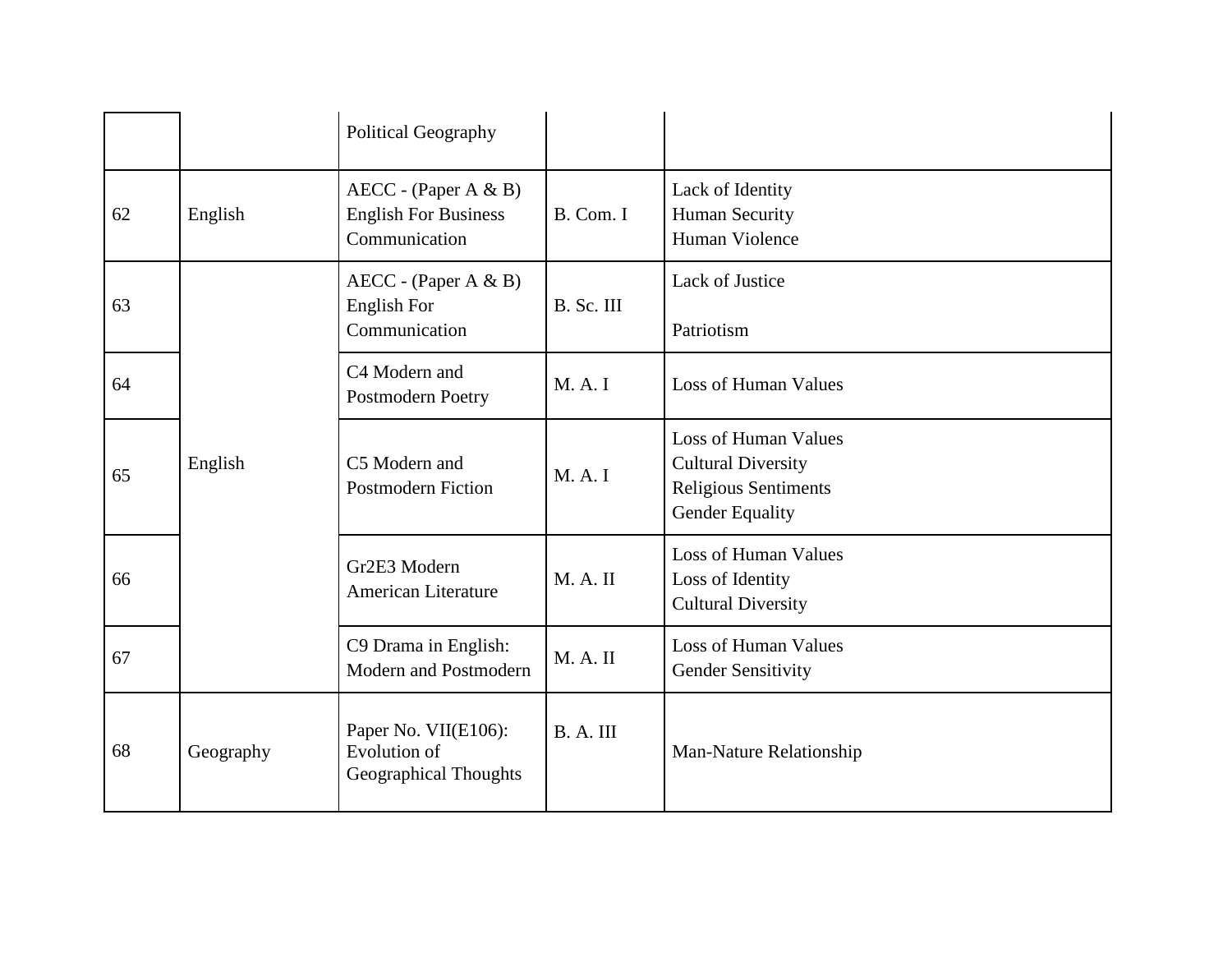| | | Political Geography | | |
|---|---|---|---|---|
| 62 | English | AECC - (Paper A & B) English For Business Communication | B. Com. I | Lack of Identity<br>Human Security<br>Human Violence |
| 63 | English | AECC - (Paper A & B) English For Communication | B. Sc. III | Lack of Justice<br><br>Patriotism |
| 64 | | C4 Modern and Postmodern Poetry | M. A. I | Loss of Human Values |
| 65 | | C5 Modern and Postmodern Fiction | M. A. I | Loss of Human Values<br>Cultural Diversity<br>Religious Sentiments<br>Gender Equality |
| 66 | | Gr2E3 Modern American Literature | M. A. II | Loss of Human Values<br>Loss of Identity<br>Cultural Diversity |
| 67 | | C9 Drama in English: Modern and Postmodern | M. A. II | Loss of Human Values<br>Gender Sensitivity |
| 68 | Geography | Paper No. VII(E106): Evolution of Geographical Thoughts | B. A. III | Man-Nature Relationship |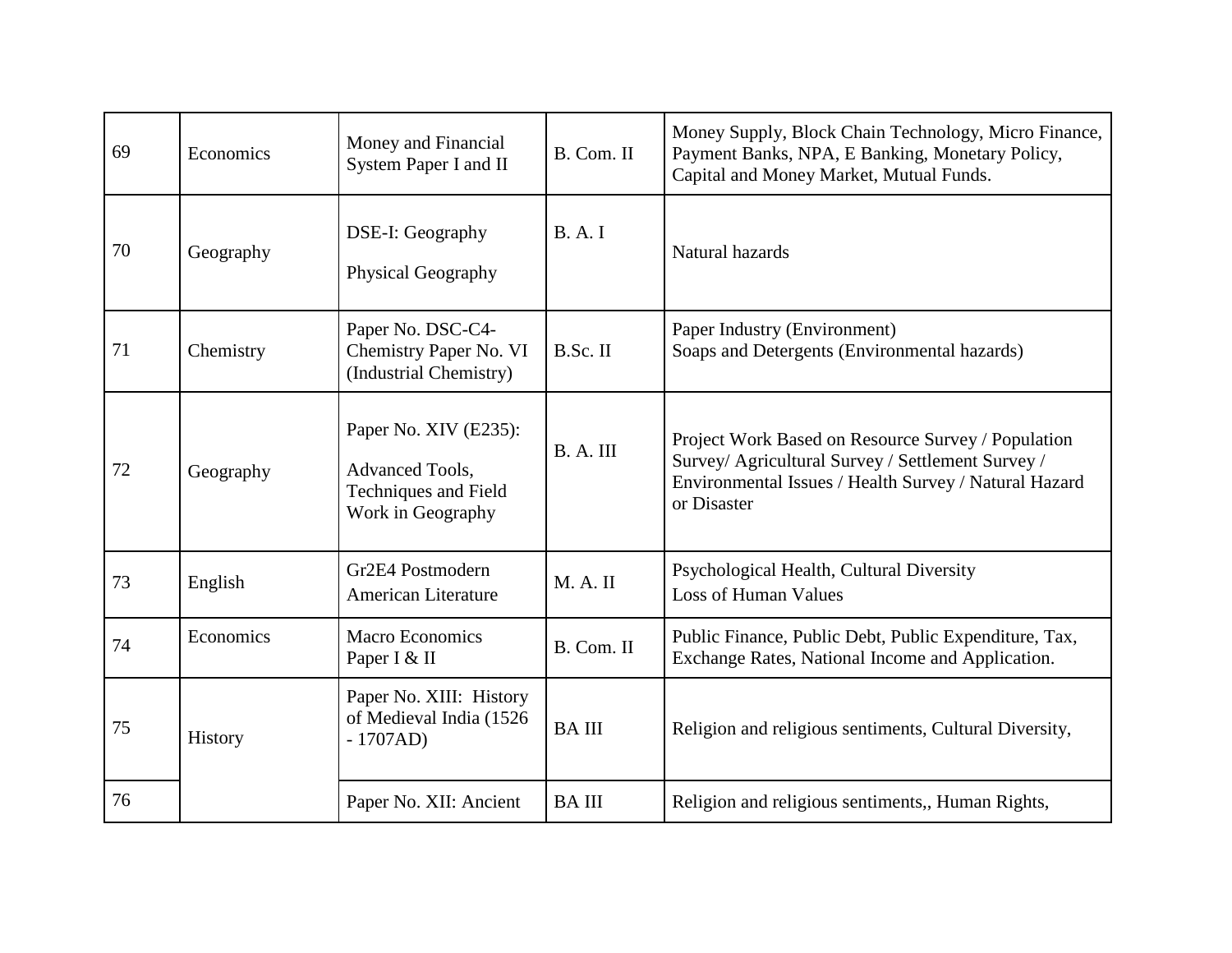| 69 | Economics | Money and Financial System Paper I and II | B. Com. II | Money Supply, Block Chain Technology, Micro Finance, Payment Banks, NPA, E Banking, Monetary Policy, Capital and Money Market, Mutual Funds. |
|---|---|---|---|---|
| 70 | Geography | DSE-I: Geography<br>Physical Geography | B. A. I | Natural hazards |
| 71 | Chemistry | Paper No. DSC-C4-Chemistry Paper No. VI (Industrial Chemistry) | B.Sc. II | Paper Industry (Environment)<br>Soaps and Detergents (Environmental hazards) |
| 72 | Geography | Paper No. XIV (E235):<br>Advanced Tools, Techniques and Field Work in Geography | B. A. III | Project Work Based on Resource Survey / Population Survey/ Agricultural Survey / Settlement Survey / Environmental Issues / Health Survey / Natural Hazard or Disaster |
| 73 | English | Gr2E4 Postmodern American Literature | M. A. II | Psychological Health, Cultural Diversity<br>Loss of Human Values |
| 74 | Economics | Macro Economics Paper I & II | B. Com. II | Public Finance, Public Debt, Public Expenditure, Tax, Exchange Rates, National Income and Application. |
| 75 | History | Paper No. XIII: History of Medieval India (1526 - 1707AD) | BA III | Religion and religious sentiments, Cultural Diversity, |
| 76 | | Paper No. XII: Ancient | BA III | Religion and religious sentiments,, Human Rights, |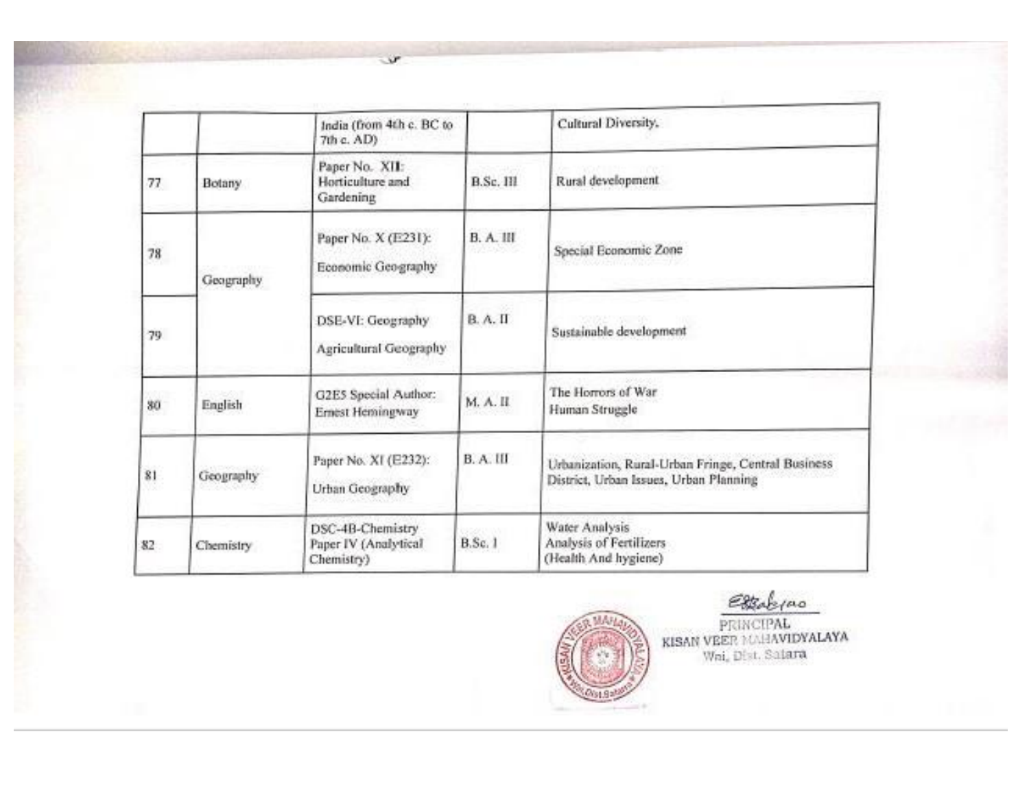| | | | | |
|---|---|---|---|---|
| | | India (from 4th c. BC to 7th c. AD) | | Cultural Diversity. |
| 77 | Botany | Paper No. XII: Horticulture and Gardening | B.Sc. III | Rural development |
| 78 | Geography | Paper No. X (E231): Economic Geography | B. A. III | Special Economic Zone |
| 79 | | DSE-VI: Geography Agricultural Geography | B. A. II | Sustainable development |
| 80 | English | G2E5 Special Author: Ernest Hemingway | M. A. II | The Horrors of War Human Struggle |
| 81 | Geography | Paper No. XI (E232): Urban Geography | B. A. III | Urbanization, Rural-Urban Fringe, Central Business District, Urban Issues, Urban Planning |
| 82 | Chemistry | DSC-4B-Chemistry Paper IV (Analytical Chemistry) | B.Sc. I | Water Analysis Analysis of Fertilizers (Health And hygiene) |

PRINCIPAL
KISAN VEER MAHAVIDYALAYA
Wai, Dist. Satara